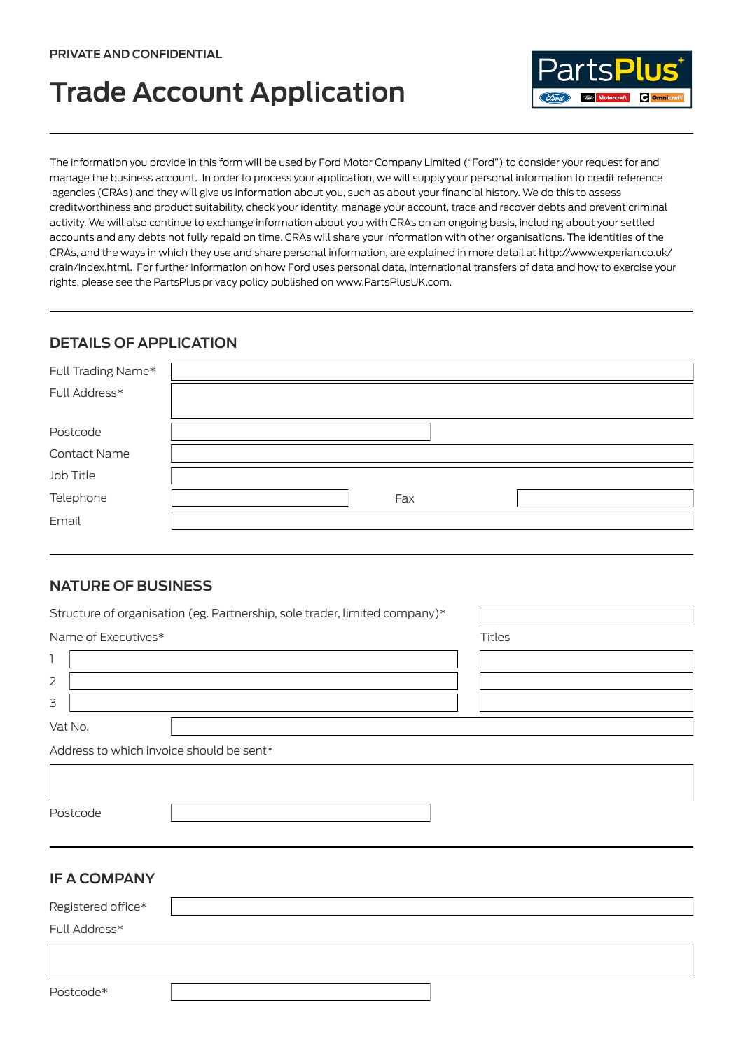PRIVATE AND CONFIDENTIAL

# Trade Account Application

PartsPlus+ Ford Motorcraft Omnicraft

The information you provide in this form will be used by Ford Motor Company Limited ("Ford") to consider your request for and manage the business account. In order to process your application, we will supply your personal information to credit reference agencies (CRAs) and they will give us information about you, such as about your financial history. We do this to assess creditworthiness and product suitability, check your identity, manage your account, trace and recover debts and prevent criminal activity. We will also continue to exchange information about you with CRAs on an ongoing basis, including about your settled accounts and any debts not fully repaid on time. CRAs will share your information with other organisations. The identities of the CRAs, and the ways in which they use and share personal information, are explained in more detail at http://www.experian.co.uk/crain/index.html. For further information on how Ford uses personal data, international transfers of data and how to exercise your rights, please see the PartsPlus privacy policy published on www.PartsPlusUK.com.

## DETAILS OF APPLICATION

Full Trading Name*

Full Address*

Postcode

Contact Name

Job Title

Telephone  Fax

Email

## NATURE OF BUSINESS

Structure of organisation (eg. Partnership, sole trader, limited company)*

| Name of Executives* | Titles |
| --- | --- |
| 1 | |
| 2 | |
| 3 | |

Vat No.

Address to which invoice should be sent*

Postcode

## IF A COMPANY

Registered office*

Full Address*

Postcode*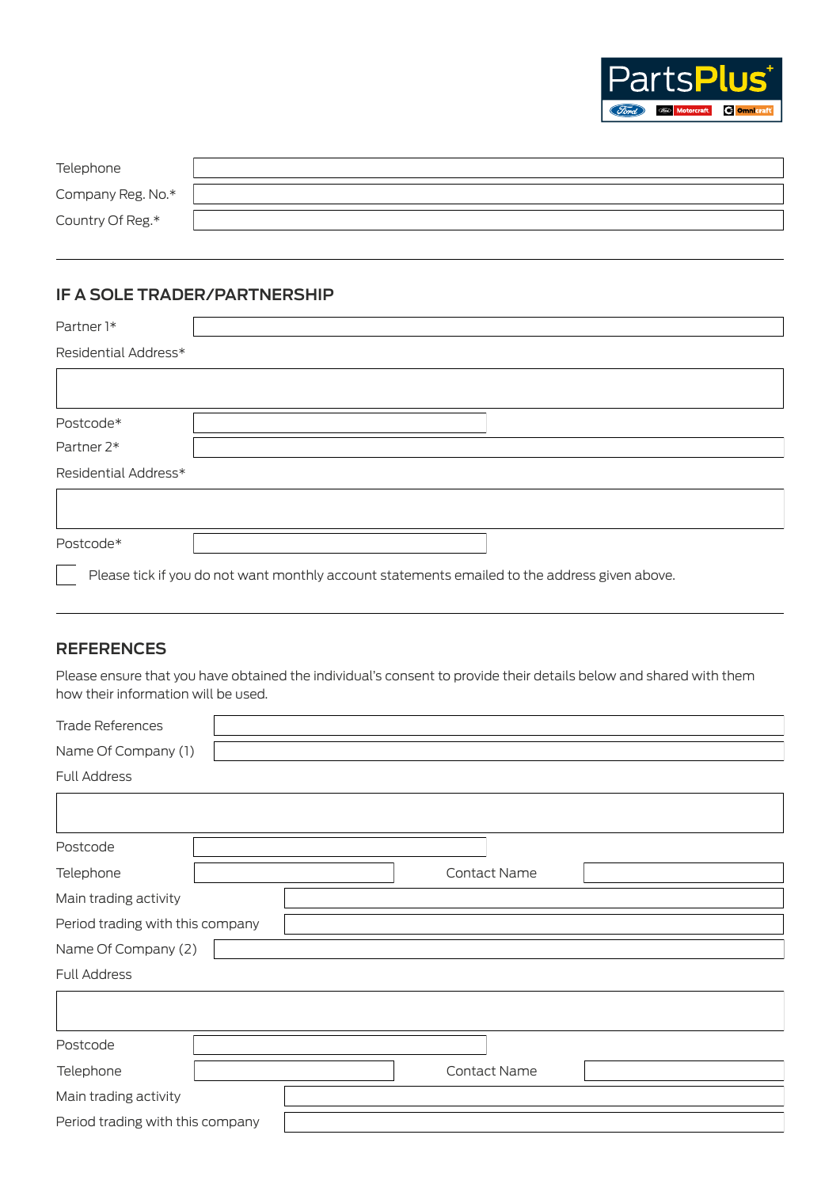| | |
|---|---|
| Telephone | |
| Company Reg. No.* | |
| Country Of Reg.* | |

---

## IF A SOLE TRADER/PARTNERSHIP

| | |
|---|---|
| Partner 1* | |

Residential Address*

| |
|---|
| |

| | |
|---|---|
| Postcode* | |
| Partner 2* | |

Residential Address*

| |
|---|
| |

| | |
|---|---|
| Postcode* | |

☐ Please tick if you do not want monthly account statements emailed to the address given above.

---

## REFERENCES

Please ensure that you have obtained the individual's consent to provide their details below and shared with them how their information will be used.

| | |
|---|---|
| Trade References | |
| Name Of Company (1) | |

Full Address

| |
|---|
| |

| | | | |
|---|---|---|---|
| Postcode | | | |
| Telephone | | Contact Name | |
| Main trading activity | | | |
| Period trading with this company | | | |
| Name Of Company (2) | | | |

Full Address

| |
|---|
| |

| | | | |
|---|---|---|---|
| Postcode | | | |
| Telephone | | Contact Name | |
| Main trading activity | | | |
| Period trading with this company | | | |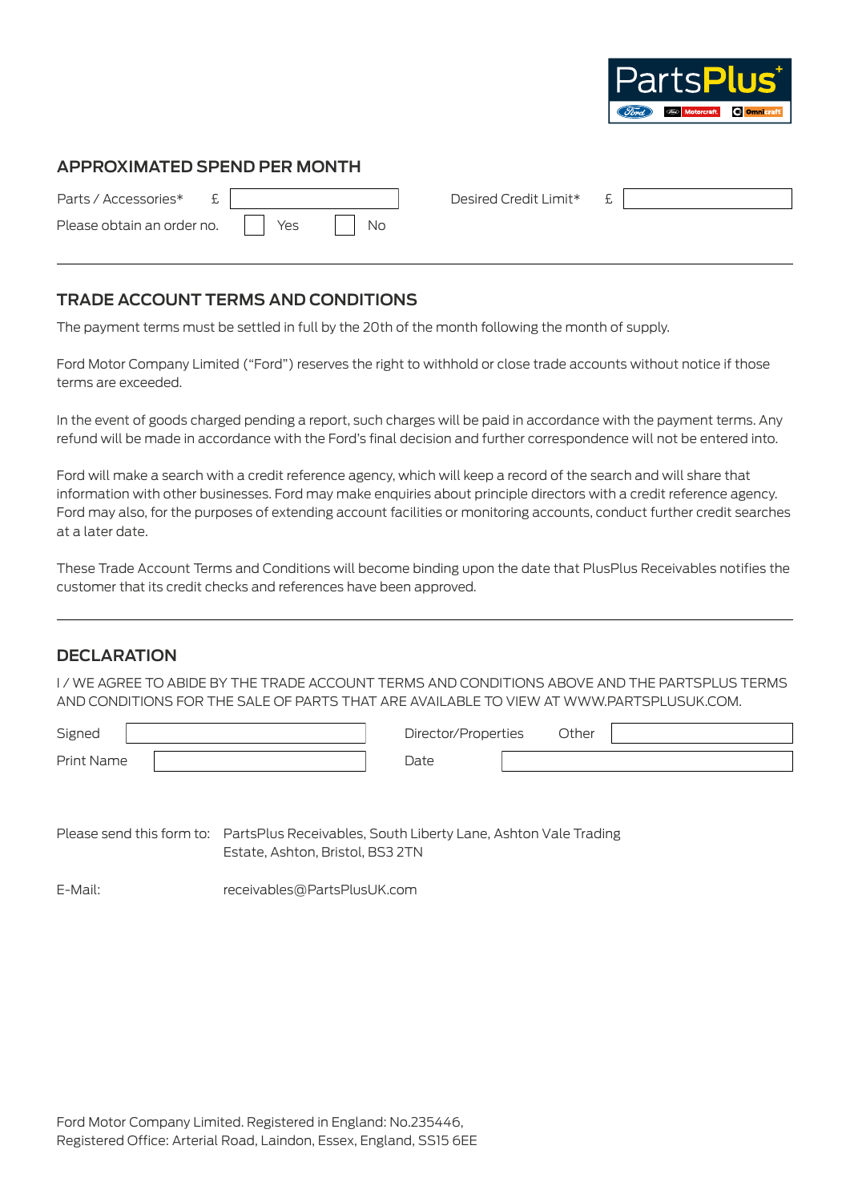## APPROXIMATED SPEND PER MONTH

Parts / Accessories* £ ______ Desired Credit Limit* £ ______

Please obtain an order no. ☐ Yes ☐ No

## TRADE ACCOUNT TERMS AND CONDITIONS

The payment terms must be settled in full by the 20th of the month following the month of supply.

Ford Motor Company Limited ("Ford") reserves the right to withhold or close trade accounts without notice if those terms are exceeded.

In the event of goods charged pending a report, such charges will be paid in accordance with the payment terms. Any refund will be made in accordance with the Ford's final decision and further correspondence will not be entered into.

Ford will make a search with a credit reference agency, which will keep a record of the search and will share that information with other businesses. Ford may make enquiries about principle directors with a credit reference agency. Ford may also, for the purposes of extending account facilities or monitoring accounts, conduct further credit searches at a later date.

These Trade Account Terms and Conditions will become binding upon the date that PlusPlus Receivables notifies the customer that its credit checks and references have been approved.

## DECLARATION

I / WE AGREE TO ABIDE BY THE TRADE ACCOUNT TERMS AND CONDITIONS ABOVE AND THE PARTSPLUS TERMS AND CONDITIONS FOR THE SALE OF PARTS THAT ARE AVAILABLE TO VIEW AT WWW.PARTSPLUSUK.COM.

Signed ______ Director/Properties Other ______

Print Name ______ Date ______

Please send this form to: PartsPlus Receivables, South Liberty Lane, Ashton Vale Trading Estate, Ashton, Bristol, BS3 2TN

E-Mail: receivables@PartsPlusUK.com

Ford Motor Company Limited. Registered in England: No.235446,
Registered Office: Arterial Road, Laindon, Essex, England, SS15 6EE